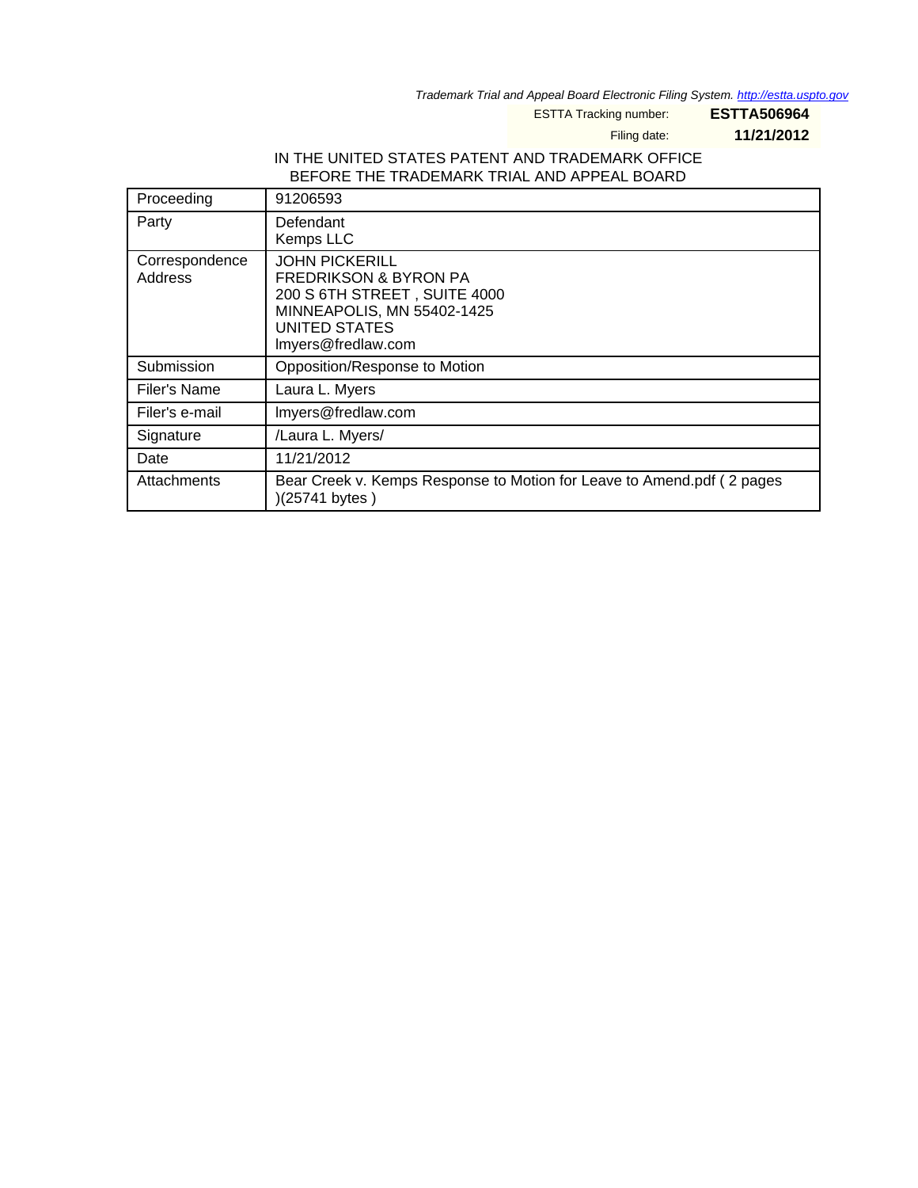*Trademark Trial and Appeal Board Electronic Filing System. http://estta.uspto.gov*

ESTTA Tracking number: **ESTTA506964**

Filing date: **11/21/2012**

IN THE UNITED STATES PATENT AND TRADEMARK OFFICE
BEFORE THE TRADEMARK TRIAL AND APPEAL BOARD

| | |
|---|---|
| Proceeding | 91206593 |
| Party | Defendant<br>Kemps LLC |
| Correspondence Address | JOHN PICKERILL<br>FREDRIKSON & BYRON PA<br>200 S 6TH STREET , SUITE 4000<br>MINNEAPOLIS, MN 55402-1425<br>UNITED STATES<br>lmyers@fredlaw.com |
| Submission | Opposition/Response to Motion |
| Filer's Name | Laura L. Myers |
| Filer's e-mail | lmyers@fredlaw.com |
| Signature | /Laura L. Myers/ |
| Date | 11/21/2012 |
| Attachments | Bear Creek v. Kemps Response to Motion for Leave to Amend.pdf ( 2 pages )(25741 bytes ) |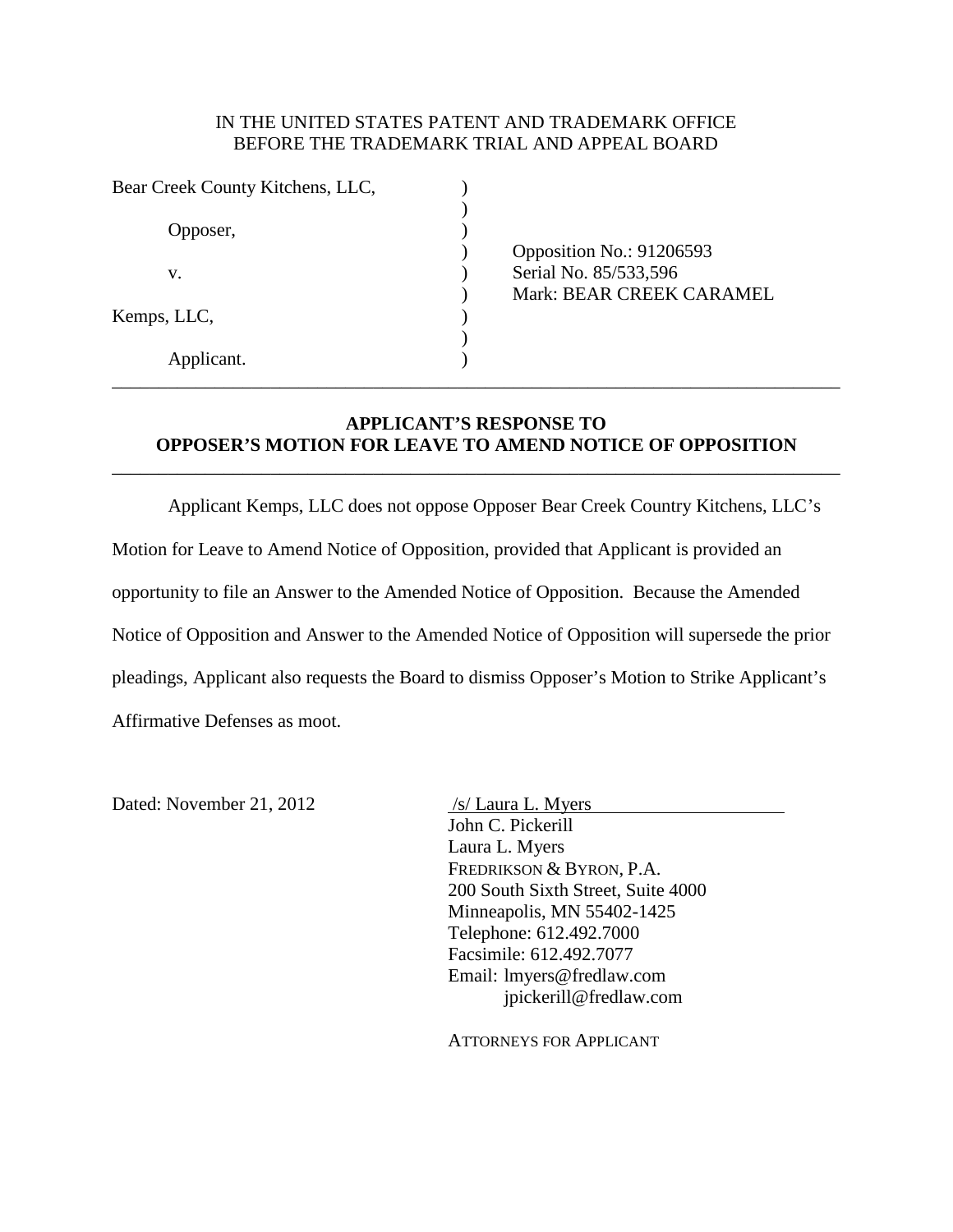IN THE UNITED STATES PATENT AND TRADEMARK OFFICE
BEFORE THE TRADEMARK TRIAL AND APPEAL BOARD

| | | |
|---|---|---|
| Bear Creek County Kitchens, LLC, | ) | |
| | ) | |
| Opposer, | ) | |
| | ) | Opposition No.: 91206593 |
| v. | ) | Serial No. 85/533,596 |
| | ) | Mark: BEAR CREEK CARAMEL |
| Kemps, LLC, | ) | |
| | ) | |
| Applicant. | ) | |

---

## APPLICANT'S RESPONSE TO OPPOSER'S MOTION FOR LEAVE TO AMEND NOTICE OF OPPOSITION

---

Applicant Kemps, LLC does not oppose Opposer Bear Creek Country Kitchens, LLC's Motion for Leave to Amend Notice of Opposition, provided that Applicant is provided an opportunity to file an Answer to the Amended Notice of Opposition. Because the Amended Notice of Opposition and Answer to the Amended Notice of Opposition will supersede the prior pleadings, Applicant also requests the Board to dismiss Opposer's Motion to Strike Applicant's Affirmative Defenses as moot.

Dated: November 21, 2012

/s/ Laura L. Myers
John C. Pickerill
Laura L. Myers
FREDRIKSON & BYRON, P.A.
200 South Sixth Street, Suite 4000
Minneapolis, MN 55402-1425
Telephone: 612.492.7000
Facsimile: 612.492.7077
Email: lmyers@fredlaw.com
jpickerill@fredlaw.com

ATTORNEYS FOR APPLICANT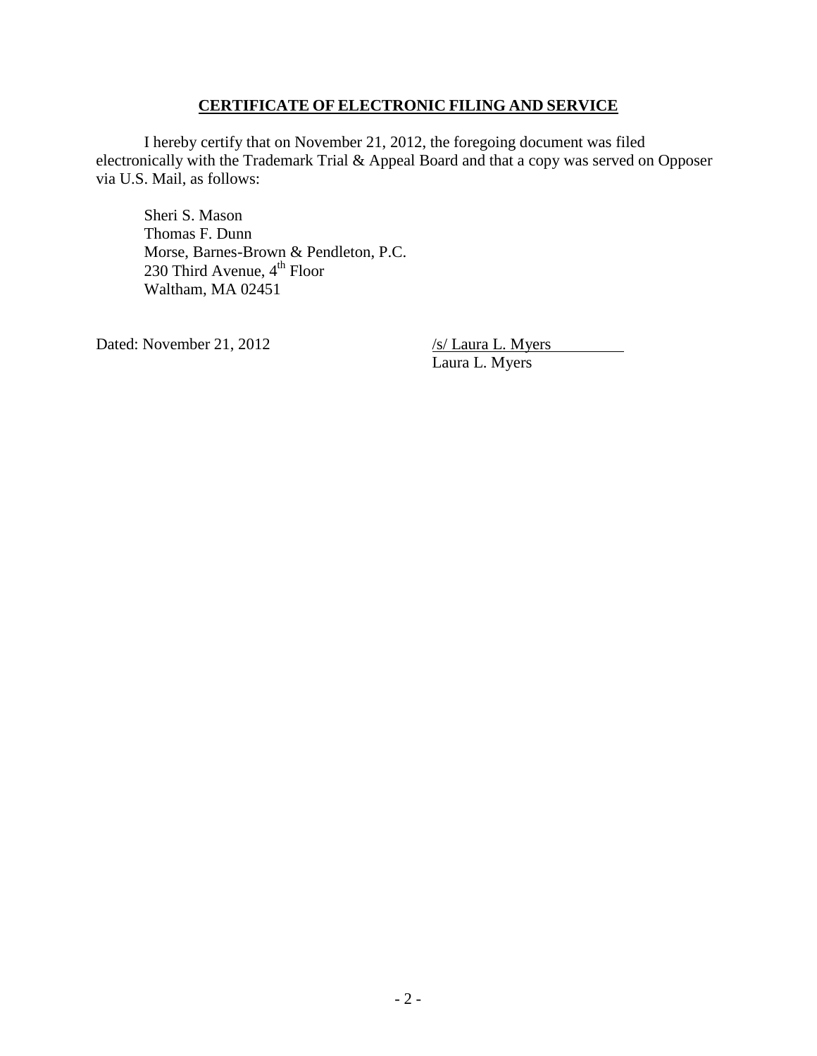## **CERTIFICATE OF ELECTRONIC FILING AND SERVICE**

I hereby certify that on November 21, 2012, the foregoing document was filed electronically with the Trademark Trial & Appeal Board and that a copy was served on Opposer via U.S. Mail, as follows:

Sheri S. Mason
Thomas F. Dunn
Morse, Barnes-Brown & Pendleton, P.C.
230 Third Avenue, 4th Floor
Waltham, MA 02451

Dated: November 21, 2012

/s/ Laura L. Myers
Laura L. Myers